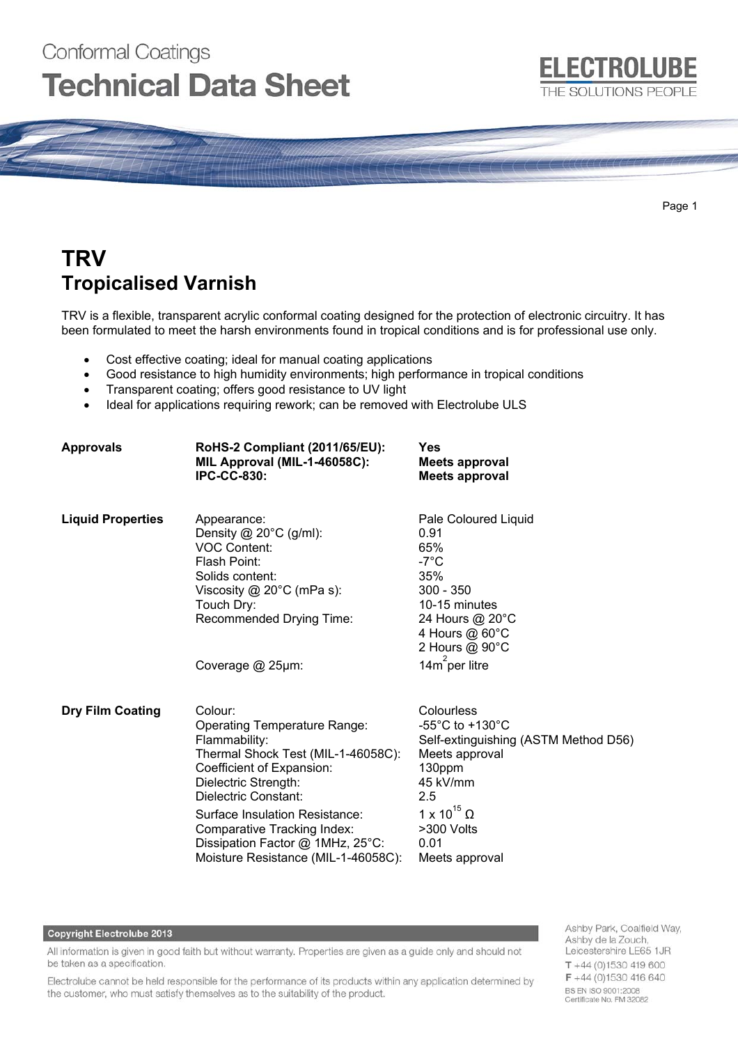Conformal Coatings

# Technical Data Sheet

ELECTROLUBE
THE SOLUTIONS PEOPLE

# TRV
## Tropicalised Varnish

TRV is a flexible, transparent acrylic conformal coating designed for the protection of electronic circuitry. It has been formulated to meet the harsh environments found in tropical conditions and is for professional use only.

- Cost effective coating; ideal for manual coating applications
- Good resistance to high humidity environments; high performance in tropical conditions
- Transparent coating; offers good resistance to UV light
- Ideal for applications requiring rework; can be removed with Electrolube ULS

| | | |
|---|---|---|
| **Approvals** | **RoHS-2 Compliant (2011/65/EU):** | **Yes** |
| | **MIL Approval (MIL-1-46058C):** | **Meets approval** |
| | **IPC-CC-830:** | **Meets approval** |
| **Liquid Properties** | Appearance: | Pale Coloured Liquid |
| | Density @ 20°C (g/ml): | 0.91 |
| | VOC Content: | 65% |
| | Flash Point: | -7°C |
| | Solids content: | 35% |
| | Viscosity @ 20°C (mPa s): | 300 - 350 |
| | Touch Dry: | 10-15 minutes |
| | Recommended Drying Time: | 24 Hours @ 20°C |
| | | 4 Hours @ 60°C |
| | | 2 Hours @ 90°C |
| | Coverage @ 25µm: | 14m$^2$ per litre |
| **Dry Film Coating** | Colour: | Colourless |
| | Operating Temperature Range: | -55°C to +130°C |
| | Flammability: | Self-extinguishing (ASTM Method D56) |
| | Thermal Shock Test (MIL-1-46058C): | Meets approval |
| | Coefficient of Expansion: | 130ppm |
| | Dielectric Strength: | 45 kV/mm |
| | Dielectric Constant: | 2.5 |
| | Surface Insulation Resistance: | $1 \times 10^{15}$ Ω |
| | Comparative Tracking Index: | >300 Volts |
| | Dissipation Factor @ 1MHz, 25°C: | 0.01 |
| | Moisture Resistance (MIL-1-46058C): | Meets approval |

**Copyright Electrolube 2013**

All information is given in good faith but without warranty. Properties are given as a guide only and should not be taken as a specification.

Electrolube cannot be held responsible for the performance of its products within any application determined by the customer, who must satisfy themselves as to the suitability of the product.

Ashby Park, Coalfield Way,
Ashby de la Zouch,
Leicestershire LE65 1JR
T +44 (0)1530 419 600
F +44 (0)1530 416 640
BS EN ISO 9001:2008
Certificate No. FM 32082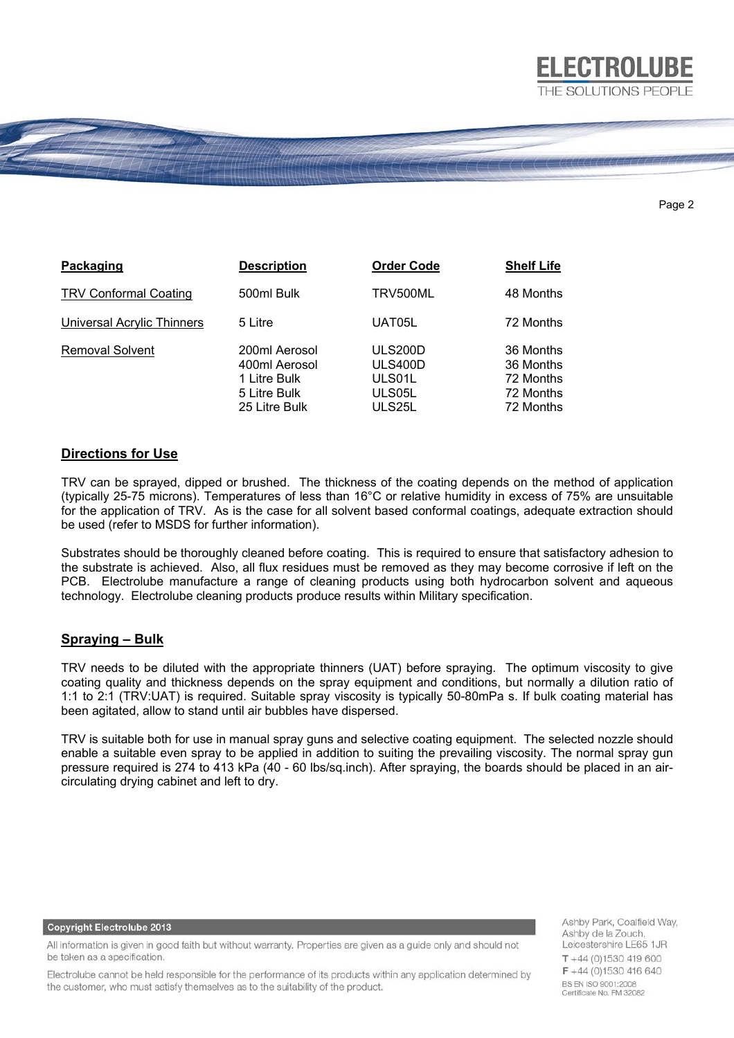| Packaging | Description | Order Code | Shelf Life |
|---|---|---|---|
| TRV Conformal Coating | 500ml Bulk | TRV500ML | 48 Months |
| Universal Acrylic Thinners | 5 Litre | UAT05L | 72 Months |
| Removal Solvent | 200ml Aerosol | ULS200D | 36 Months |
| | 400ml Aerosol | ULS400D | 36 Months |
| | 1 Litre Bulk | ULS01L | 72 Months |
| | 5 Litre Bulk | ULS05L | 72 Months |
| | 25 Litre Bulk | ULS25L | 72 Months |

## Directions for Use

TRV can be sprayed, dipped or brushed. The thickness of the coating depends on the method of application (typically 25-75 microns). Temperatures of less than 16°C or relative humidity in excess of 75% are unsuitable for the application of TRV. As is the case for all solvent based conformal coatings, adequate extraction should be used (refer to MSDS for further information).

Substrates should be thoroughly cleaned before coating. This is required to ensure that satisfactory adhesion to the substrate is achieved. Also, all flux residues must be removed as they may become corrosive if left on the PCB. Electrolube manufacture a range of cleaning products using both hydrocarbon solvent and aqueous technology. Electrolube cleaning products produce results within Military specification.

## Spraying – Bulk

TRV needs to be diluted with the appropriate thinners (UAT) before spraying. The optimum viscosity to give coating quality and thickness depends on the spray equipment and conditions, but normally a dilution ratio of 1:1 to 2:1 (TRV:UAT) is required. Suitable spray viscosity is typically 50-80mPa s. If bulk coating material has been agitated, allow to stand until air bubbles have dispersed.

TRV is suitable both for use in manual spray guns and selective coating equipment. The selected nozzle should enable a suitable even spray to be applied in addition to suiting the prevailing viscosity. The normal spray gun pressure required is 274 to 413 kPa (40 - 60 lbs/sq.inch). After spraying, the boards should be placed in an air-circulating drying cabinet and left to dry.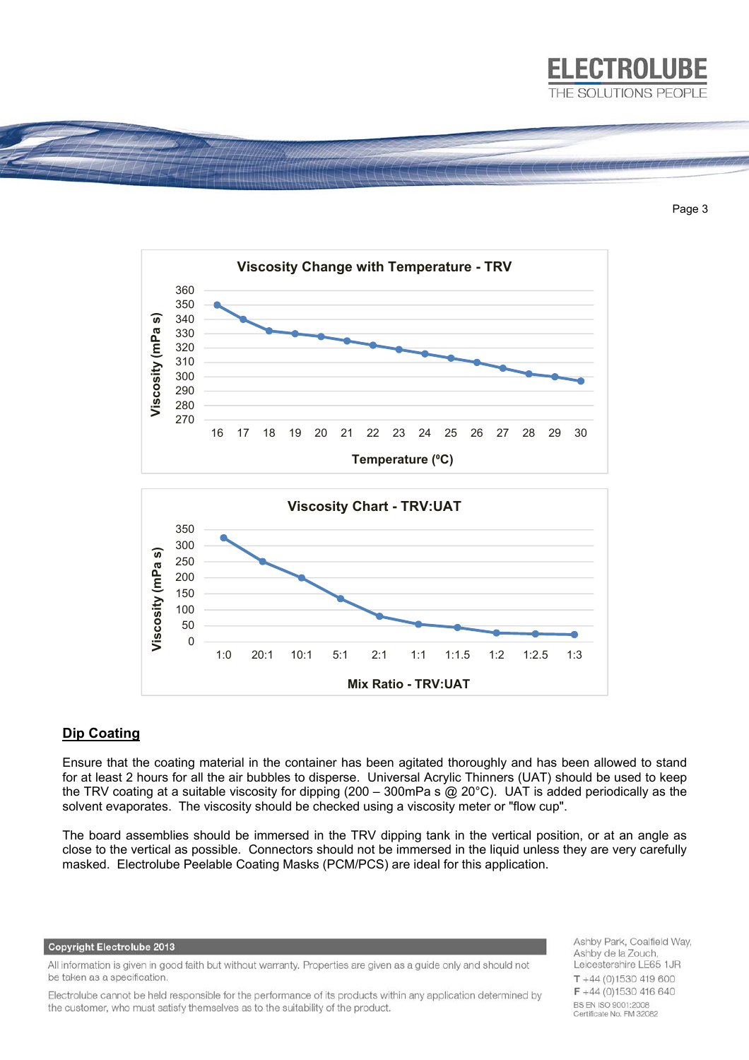Viscosity Change with Temperature - TRV

Viscosity (mPa s)

360
350
340
330
320
310
300
290
280
270

16 17 18 19 20 21 22 23 24 25 26 27 28 29 30

Temperature (ºC)

Viscosity Chart - TRV:UAT

Viscosity (mPa s)

350
300
250
200
150
100
50
0

1:0 20:1 10:1 5:1 2:1 1:1 1:1.5 1:2 1:2.5 1:3

Mix Ratio - TRV:UAT

## Dip Coating

Ensure that the coating material in the container has been agitated thoroughly and has been allowed to stand for at least 2 hours for all the air bubbles to disperse. Universal Acrylic Thinners (UAT) should be used to keep the TRV coating at a suitable viscosity for dipping (200 – 300mPa s @ 20°C). UAT is added periodically as the solvent evaporates. The viscosity should be checked using a viscosity meter or "flow cup".

The board assemblies should be immersed in the TRV dipping tank in the vertical position, or at an angle as close to the vertical as possible. Connectors should not be immersed in the liquid unless they are very carefully masked. Electrolube Peelable Coating Masks (PCM/PCS) are ideal for this application.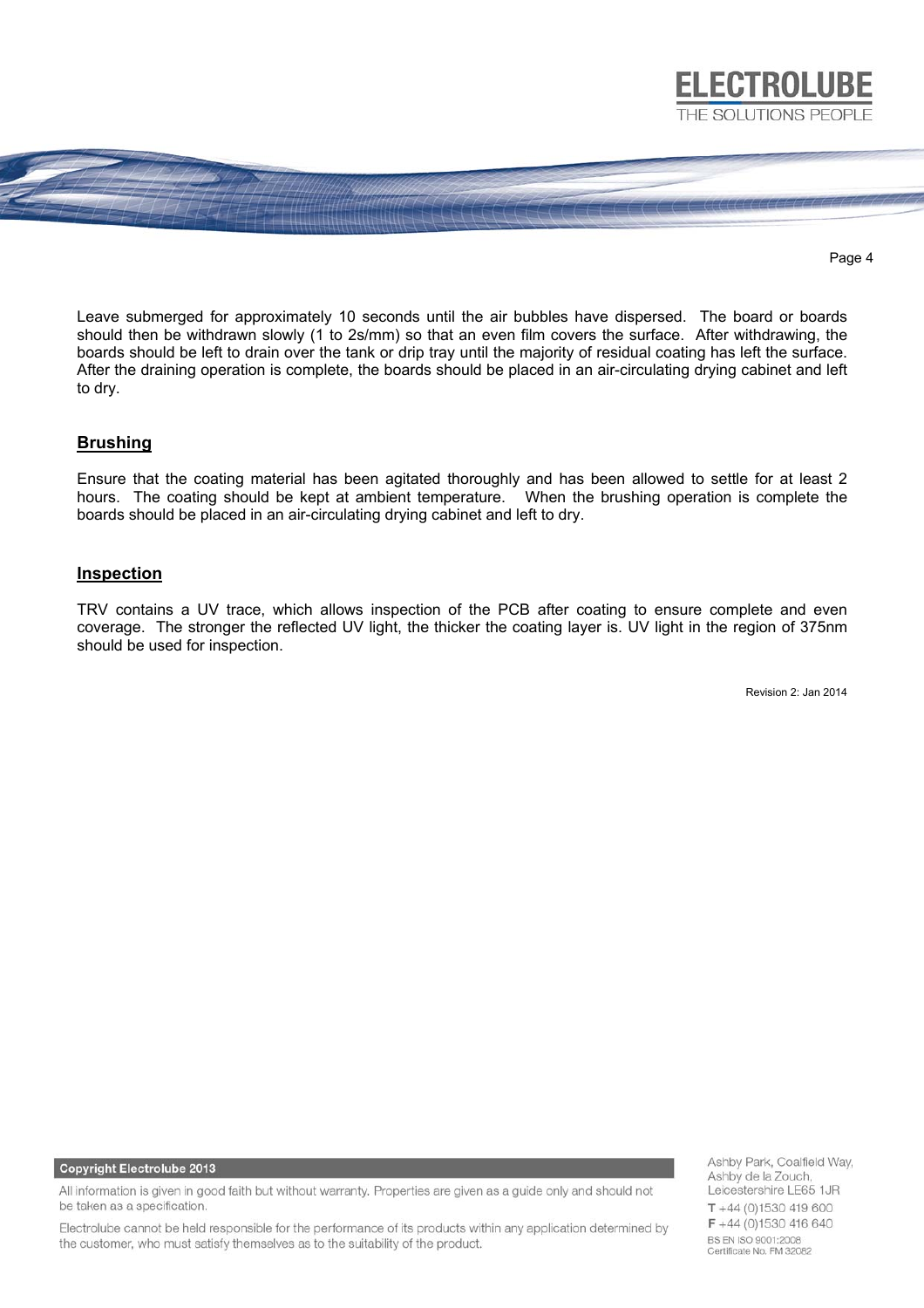Leave submerged for approximately 10 seconds until the air bubbles have dispersed. The board or boards should then be withdrawn slowly (1 to 2s/mm) so that an even film covers the surface. After withdrawing, the boards should be left to drain over the tank or drip tray until the majority of residual coating has left the surface. After the draining operation is complete, the boards should be placed in an air-circulating drying cabinet and left to dry.

## Brushing

Ensure that the coating material has been agitated thoroughly and has been allowed to settle for at least 2 hours. The coating should be kept at ambient temperature. When the brushing operation is complete the boards should be placed in an air-circulating drying cabinet and left to dry.

## Inspection

TRV contains a UV trace, which allows inspection of the PCB after coating to ensure complete and even coverage. The stronger the reflected UV light, the thicker the coating layer is. UV light in the region of 375nm should be used for inspection.

Revision 2: Jan 2014

**Copyright Electrolube 2013**

All information is given in good faith but without warranty. Properties are given as a guide only and should not be taken as a specification.

Electrolube cannot be held responsible for the performance of its products within any application determined by the customer, who must satisfy themselves as to the suitability of the product.

Ashby Park, Coalfield Way,
Ashby de la Zouch,
Leicestershire LE65 1JR
T +44 (0)1530 419 600
F +44 (0)1530 416 640
BS EN ISO 9001:2008
Certificate No. FM 32082